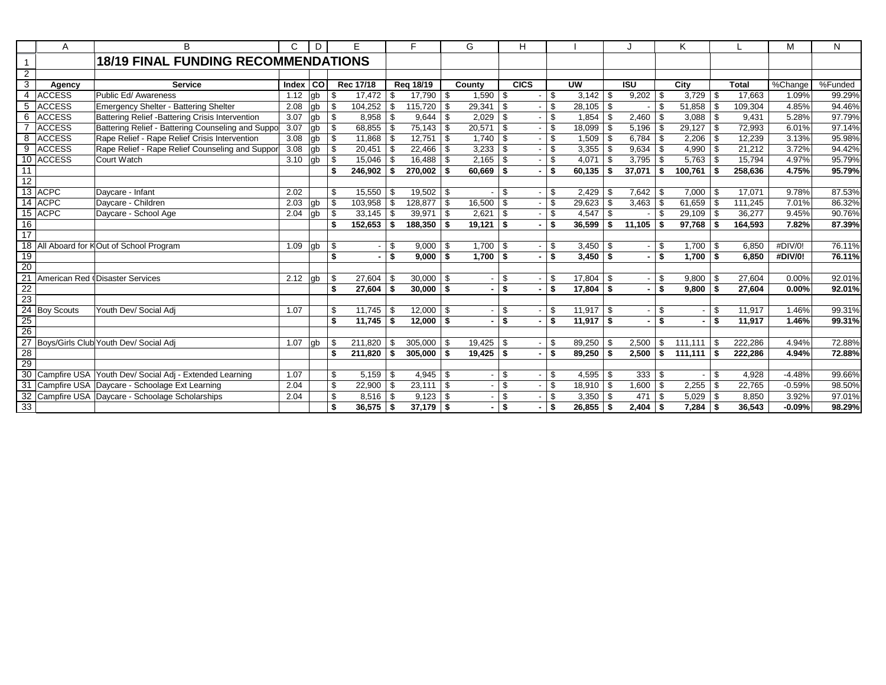# 18/19 FINAL FUNDING RECOMMENDATIONS

| Agency | Service | Index | CO | Rec 17/18 | Req 18/19 | County | CICS | UW | ISU | City | Total | %Change | %Funded |
|---|---|---|---|---|---|---|---|---|---|---|---|---|---|
| ACCESS | Public Ed/ Awareness | 1.12 | gb | $ 17,472 | $ 17,790 | $ 1,590 | $ - | $ 3,142 | $ 9,202 | $ 3,729 | $ 17,663 | 1.09% | 99.29% |
| ACCESS | Emergency Shelter - Battering Shelter | 2.08 | gb | $ 104,252 | $ 115,720 | $ 29,341 | $ - | $ 28,105 | $ - | $ 51,858 | $ 109,304 | 4.85% | 94.46% |
| ACCESS | Battering Relief -Battering Crisis Intervention | 3.07 | gb | $ 8,958 | $ 9,644 | $ 2,029 | $ - | $ 1,854 | $ 2,460 | $ 3,088 | $ 9,431 | 5.28% | 97.79% |
| ACCESS | Battering Relief - Battering Counseling and Suppo | 3.07 | gb | $ 68,855 | $ 75,143 | $ 20,571 | $ - | $ 18,099 | $ 5,196 | $ 29,127 | $ 72,993 | 6.01% | 97.14% |
| ACCESS | Rape Relief - Rape Relief Crisis Intervention | 3.08 | gb | $ 11,868 | $ 12,751 | $ 1,740 | $ - | $ 1,509 | $ 6,784 | $ 2,206 | $ 12,239 | 3.13% | 95.98% |
| ACCESS | Rape Relief - Rape Relief Counseling and Suppor | 3.08 | gb | $ 20,451 | $ 22,466 | $ 3,233 | $ - | $ 3,355 | $ 9,634 | $ 4,990 | $ 21,212 | 3.72% | 94.42% |
| ACCESS | Court Watch | 3.10 | gb | $ 15,046 | $ 16,488 | $ 2,165 | $ - | $ 4,071 | $ 3,795 | $ 5,763 | $ 15,794 | 4.97% | 95.79% |
| | | | | **$ 246,902** | **$ 270,002** | **$ 60,669** | **$ -** | **$ 60,135** | **$ 37,071** | **$ 100,761** | **$ 258,636** | **4.75%** | **95.79%** |
| | | | | | | | | | | | | | |
| ACPC | Daycare - Infant | 2.02 | | $ 15,550 | $ 19,502 | $ - | $ - | $ 2,429 | $ 7,642 | $ 7,000 | $ 17,071 | 9.78% | 87.53% |
| ACPC | Daycare - Children | 2.03 | gb | $ 103,958 | $ 128,877 | $ 16,500 | $ - | $ 29,623 | $ 3,463 | $ 61,659 | $ 111,245 | 7.01% | 86.32% |
| ACPC | Daycare - School Age | 2.04 | gb | $ 33,145 | $ 39,971 | $ 2,621 | $ - | $ 4,547 | $ - | $ 29,109 | $ 36,277 | 9.45% | 90.76% |
| | | | | **$ 152,653** | **$ 188,350** | **$ 19,121** | **$ -** | **$ 36,599** | **$ 11,105** | **$ 97,768** | **$ 164,593** | **7.82%** | **87.39%** |
| | | | | | | | | | | | | | |
| All Aboard for K | Out of School Program | 1.09 | gb | $ - | $ 9,000 | $ 1,700 | $ - | $ 3,450 | $ - | $ 1,700 | $ 6,850 | #DIV/0! | 76.11% |
| | | | | **$ -** | **$ 9,000** | **$ 1,700** | **$ -** | **$ 3,450** | **$ -** | **$ 1,700** | **$ 6,850** | **#DIV/0!** | **76.11%** |
| | | | | | | | | | | | | | |
| American Red ( | Disaster Services | 2.12 | gb | $ 27,604 | $ 30,000 | $ - | $ - | $ 17,804 | $ - | $ 9,800 | $ 27,604 | 0.00% | 92.01% |
| | | | | **$ 27,604** | **$ 30,000** | **$ -** | **$ -** | **$ 17,804** | **$ -** | **$ 9,800** | **$ 27,604** | **0.00%** | **92.01%** |
| | | | | | | | | | | | | | |
| Boy Scouts | Youth Dev/ Social Adj | 1.07 | | $ 11,745 | $ 12,000 | $ - | $ - | $ 11,917 | $ - | $ - | $ 11,917 | 1.46% | 99.31% |
| | | | | **$ 11,745** | **$ 12,000** | **$ -** | **$ -** | **$ 11,917** | **$ -** | **$ -** | **$ 11,917** | **1.46%** | **99.31%** |
| | | | | | | | | | | | | | |
| Boys/Girls Club | Youth Dev/ Social Adj | 1.07 | gb | $ 211,820 | $ 305,000 | $ 19,425 | $ - | $ 89,250 | $ 2,500 | $ 111,111 | $ 222,286 | 4.94% | 72.88% |
| | | | | **$ 211,820** | **$ 305,000** | **$ 19,425** | **$ -** | **$ 89,250** | **$ 2,500** | **$ 111,111** | **$ 222,286** | **4.94%** | **72.88%** |
| | | | | | | | | | | | | | |
| Campfire USA | Youth Dev/ Social Adj - Extended Learning | 1.07 | | $ 5,159 | $ 4,945 | $ - | $ - | $ 4,595 | $ 333 | $ - | $ 4,928 | -4.48% | 99.66% |
| Campfire USA | Daycare - Schoolage Ext Learning | 2.04 | | $ 22,900 | $ 23,111 | $ - | $ - | $ 18,910 | $ 1,600 | $ 2,255 | $ 22,765 | -0.59% | 98.50% |
| Campfire USA | Daycare - Schoolage Scholarships | 2.04 | | $ 8,516 | $ 9,123 | $ - | $ - | $ 3,350 | $ 471 | $ 5,029 | $ 8,850 | 3.92% | 97.01% |
| | | | | **$ 36,575** | **$ 37,179** | **$ -** | **$ -** | **$ 26,855** | **$ 2,404** | **$ 7,284** | **$ 36,543** | **-0.09%** | **98.29%** |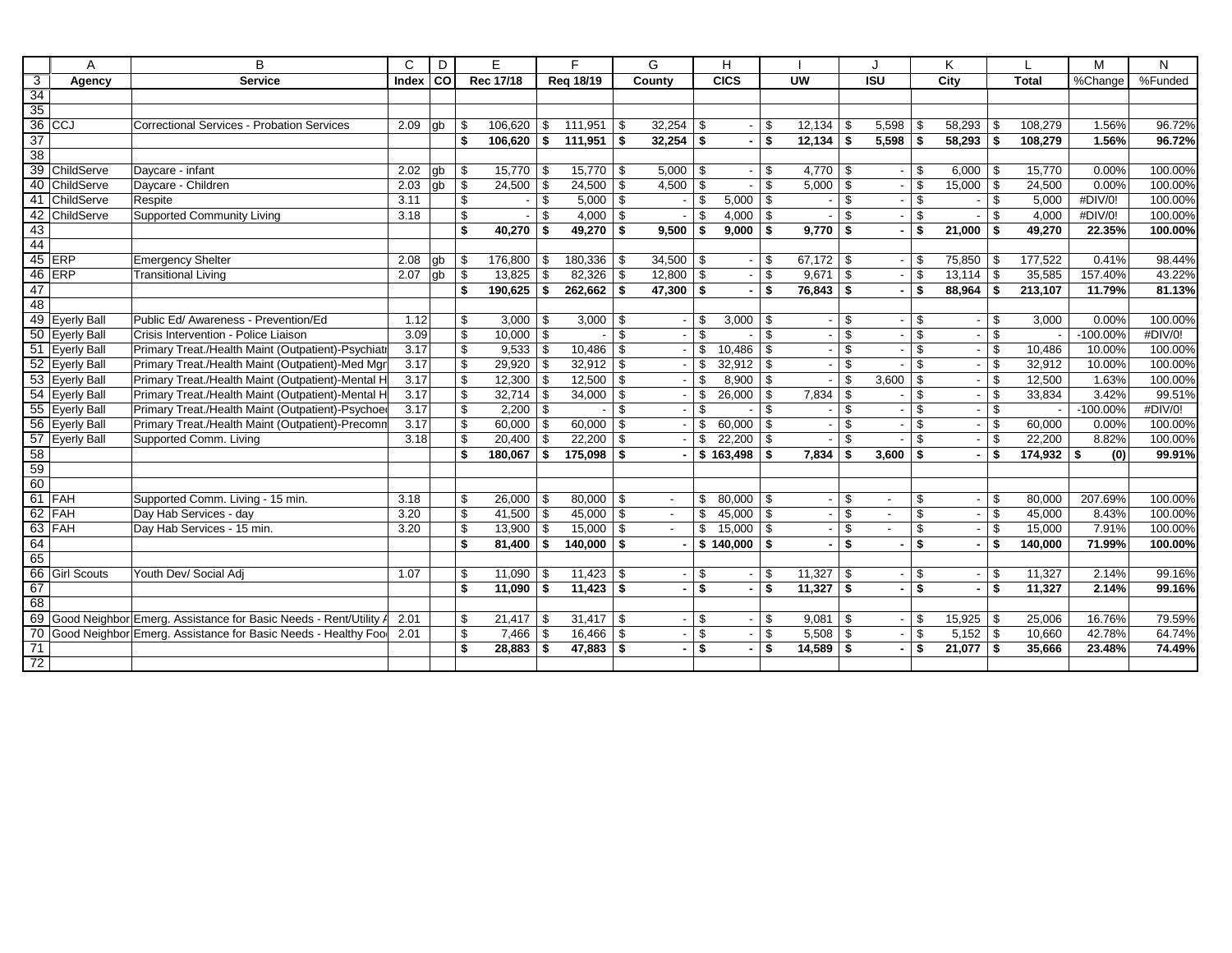| | A | B | C | D | E | F | G | H | I | J | K | L | M | N |
|---|---|---|---|---|---|---|---|---|---|---|---|---|---|---|
| 3 | Agency | Service | Index | CO | Rec 17/18 | Req 18/19 | County | CICS | UW | ISU | City | Total | %Change | %Funded |
| 34 | | | | | | | | | | | | | | |
| 35 | | | | | | | | | | | | | | |
| 36 | CCJ | Correctional Services - Probation Services | 2.09 | gb | $ 106,620 | $ 111,951 | $ 32,254 | $ - | $ 12,134 | $ 5,598 | $ 58,293 | $ 108,279 | 1.56% | 96.72% |
| 37 | | | | | **$ 106,620** | **$ 111,951** | **$ 32,254** | **$ -** | **$ 12,134** | **$ 5,598** | **$ 58,293** | **$ 108,279** | **1.56%** | **96.72%** |
| 38 | | | | | | | | | | | | | | |
| 39 | ChildServe | Daycare - infant | 2.02 | gb | $ 15,770 | $ 15,770 | $ 5,000 | $ - | $ 4,770 | $ - | $ 6,000 | $ 15,770 | 0.00% | 100.00% |
| 40 | ChildServe | Daycare - Children | 2.03 | gb | $ 24,500 | $ 24,500 | $ 4,500 | $ - | $ 5,000 | $ - | $ 15,000 | $ 24,500 | 0.00% | 100.00% |
| 41 | ChildServe | Respite | 3.11 | | $ - | $ 5,000 | $ - | $ 5,000 | $ - | $ - | $ - | $ 5,000 | #DIV/0! | 100.00% |
| 42 | ChildServe | Supported Community Living | 3.18 | | $ - | $ 4,000 | $ - | $ 4,000 | $ - | $ - | $ - | $ 4,000 | #DIV/0! | 100.00% |
| 43 | | | | | **$ 40,270** | **$ 49,270** | **$ 9,500** | **$ 9,000** | **$ 9,770** | **$ -** | **$ 21,000** | **$ 49,270** | **22.35%** | **100.00%** |
| 44 | | | | | | | | | | | | | | |
| 45 | ERP | Emergency Shelter | 2.08 | gb | $ 176,800 | $ 180,336 | $ 34,500 | $ - | $ 67,172 | $ - | $ 75,850 | $ 177,522 | 0.41% | 98.44% |
| 46 | ERP | Transitional Living | 2.07 | gb | $ 13,825 | $ 82,326 | $ 12,800 | $ - | $ 9,671 | $ - | $ 13,114 | $ 35,585 | 157.40% | 43.22% |
| 47 | | | | | **$ 190,625** | **$ 262,662** | **$ 47,300** | **$ -** | **$ 76,843** | **$ -** | **$ 88,964** | **$ 213,107** | **11.79%** | **81.13%** |
| 48 | | | | | | | | | | | | | | |
| 49 | Eyerly Ball | Public Ed/ Awareness - Prevention/Ed | 1.12 | | $ 3,000 | $ 3,000 | $ - | $ 3,000 | $ - | $ - | $ - | $ 3,000 | 0.00% | 100.00% |
| 50 | Eyerly Ball | Crisis Intervention - Police Liaison | 3.09 | | $ 10,000 | $ - | $ - | $ - | $ - | $ - | $ - | $ - | -100.00% | #DIV/0! |
| 51 | Eyerly Ball | Primary Treat./Health Maint (Outpatient)-Psychiatr | 3.17 | | $ 9,533 | $ 10,486 | $ - | $ 10,486 | $ - | $ - | $ - | $ 10,486 | 10.00% | 100.00% |
| 52 | Eyerly Ball | Primary Treat./Health Maint (Outpatient)-Med Mgr | 3.17 | | $ 29,920 | $ 32,912 | $ - | $ 32,912 | $ - | $ - | $ - | $ 32,912 | 10.00% | 100.00% |
| 53 | Eyerly Ball | Primary Treat./Health Maint (Outpatient)-Mental H | 3.17 | | $ 12,300 | $ 12,500 | $ - | $ 8,900 | $ - | $ 3,600 | $ - | $ 12,500 | 1.63% | 100.00% |
| 54 | Eyerly Ball | Primary Treat./Health Maint (Outpatient)-Mental H | 3.17 | | $ 32,714 | $ 34,000 | $ - | $ 26,000 | $ 7,834 | $ - | $ - | $ 33,834 | 3.42% | 99.51% |
| 55 | Eyerly Ball | Primary Treat./Health Maint (Outpatient)-Psychoe | 3.17 | | $ 2,200 | $ - | $ - | $ - | $ - | $ - | $ - | $ - | -100.00% | #DIV/0! |
| 56 | Eyerly Ball | Primary Treat./Health Maint (Outpatient)-Precomn | 3.17 | | $ 60,000 | $ 60,000 | $ - | $ 60,000 | $ - | $ - | $ - | $ 60,000 | 0.00% | 100.00% |
| 57 | Eyerly Ball | Supported Comm. Living | 3.18 | | $ 20,400 | $ 22,200 | $ - | $ 22,200 | $ - | $ - | $ - | $ 22,200 | 8.82% | 100.00% |
| 58 | | | | | **$ 180,067** | **$ 175,098** | **$ -** | **$ 163,498** | **$ 7,834** | **$ 3,600** | **$ -** | **$ 174,932** | **$ (0)** | **99.91%** |
| 59 | | | | | | | | | | | | | | |
| 60 | | | | | | | | | | | | | | |
| 61 | FAH | Supported Comm. Living - 15 min. | 3.18 | | $ 26,000 | $ 80,000 | $ - | $ 80,000 | $ - | $ - | $ - | $ 80,000 | 207.69% | 100.00% |
| 62 | FAH | Day Hab Services - day | 3.20 | | $ 41,500 | $ 45,000 | $ - | $ 45,000 | $ - | $ - | $ - | $ 45,000 | 8.43% | 100.00% |
| 63 | FAH | Day Hab Services - 15 min. | 3.20 | | $ 13,900 | $ 15,000 | $ - | $ 15,000 | $ - | $ - | $ - | $ 15,000 | 7.91% | 100.00% |
| 64 | | | | | **$ 81,400** | **$ 140,000** | **$ -** | **$ 140,000** | **$ -** | **$ -** | **$ -** | **$ 140,000** | **71.99%** | **100.00%** |
| 65 | | | | | | | | | | | | | | |
| 66 | Girl Scouts | Youth Dev/ Social Adj | 1.07 | | $ 11,090 | $ 11,423 | $ - | $ - | $ 11,327 | $ - | $ - | $ 11,327 | 2.14% | 99.16% |
| 67 | | | | | **$ 11,090** | **$ 11,423** | **$ -** | **$ -** | **$ 11,327** | **$ -** | **$ -** | **$ 11,327** | **2.14%** | **99.16%** |
| 68 | | | | | | | | | | | | | | |
| 69 | Good Neighbor | Emerg. Assistance for Basic Needs - Rent/Utility A | 2.01 | | $ 21,417 | $ 31,417 | $ - | $ - | $ 9,081 | $ - | $ 15,925 | $ 25,006 | 16.76% | 79.59% |
| 70 | Good Neighbor | Emerg. Assistance for Basic Needs - Healthy Foo | 2.01 | | $ 7,466 | $ 16,466 | $ - | $ - | $ 5,508 | $ - | $ 5,152 | $ 10,660 | 42.78% | 64.74% |
| 71 | | | | | **$ 28,883** | **$ 47,883** | **$ -** | **$ -** | **$ 14,589** | **$ -** | **$ 21,077** | **$ 35,666** | **23.48%** | **74.49%** |
| 72 | | | | | | | | | | | | | | |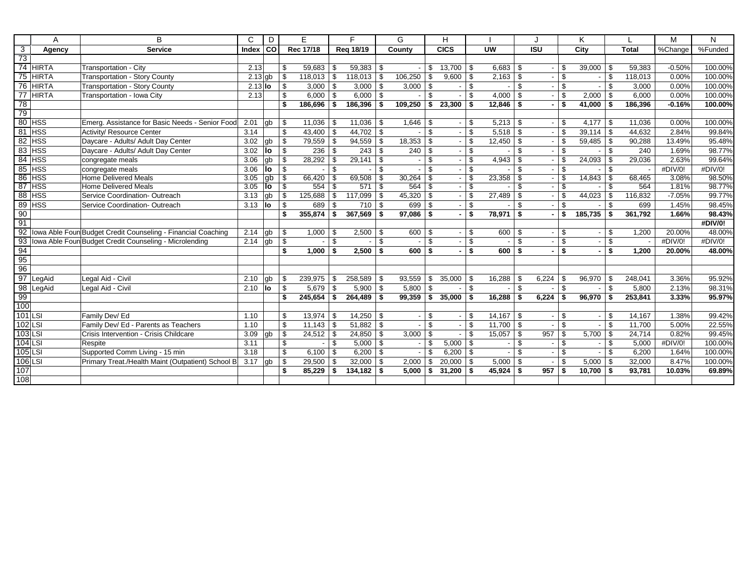| | A | B | C | D | E | F | G | H | I | J | K | L | M | N |
|---|---|---|---|---|---|---|---|---|---|---|---|---|---|---|
| 3 | Agency | Service | Index | CO | Rec 17/18 | Req 18/19 | County | CICS | UW | ISU | City | Total | %Change | %Funded |
| 73 | | | | | | | | | | | | | | |
| 74 | HIRTA | Transportation - City | 2.13 | | $ 59,683 | $ 59,383 | $ - | $ 13,700 | $ 6,683 | $ - | $ 39,000 | $ 59,383 | -0.50% | 100.00% |
| 75 | HIRTA | Transportation - Story County | 2.13 | gb | $ 118,013 | $ 118,013 | $ 106,250 | $ 9,600 | $ 2,163 | $ - | $ - | $ 118,013 | 0.00% | 100.00% |
| 76 | HIRTA | Transportation - Story County | 2.13 | lo | $ 3,000 | $ 3,000 | $ 3,000 | $ - | $ - | $ - | $ - | $ 3,000 | 0.00% | 100.00% |
| 77 | HIRTA | Transportation - Iowa City | 2.13 | | $ 6,000 | $ 6,000 | $ - | $ - | $ 4,000 | $ - | $ 2,000 | $ 6,000 | 0.00% | 100.00% |
| 78 | | | | | **$ 186,696** | **$ 186,396** | **$ 109,250** | **$ 23,300** | **$ 12,846** | **$ -** | **$ 41,000** | **$ 186,396** | **-0.16%** | **100.00%** |
| 79 | | | | | | | | | | | | | | |
| 80 | HSS | Emerg. Assistance for Basic Needs - Senior Food | 2.01 | gb | $ 11,036 | $ 11,036 | $ 1,646 | $ - | $ 5,213 | $ - | $ 4,177 | $ 11,036 | 0.00% | 100.00% |
| 81 | HSS | Activity/ Resource Center | 3.14 | | $ 43,400 | $ 44,702 | $ - | $ - | $ 5,518 | $ - | $ 39,114 | $ 44,632 | 2.84% | 99.84% |
| 82 | HSS | Daycare - Adults/ Adult Day Center | 3.02 | gb | $ 79,559 | $ 94,559 | $ 18,353 | $ - | $ 12,450 | $ - | $ 59,485 | $ 90,288 | 13.49% | 95.48% |
| 83 | HSS | Daycare - Adults/ Adult Day Center | 3.02 | lo | $ 236 | $ 243 | $ 240 | $ - | $ - | $ - | $ - | $ 240 | 1.69% | 98.77% |
| 84 | HSS | congregate meals | 3.06 | gb | $ 28,292 | $ 29,141 | $ - | $ - | $ 4,943 | $ - | $ 24,093 | $ 29,036 | 2.63% | 99.64% |
| 85 | HSS | congregate meals | 3.06 | lo | $ - | $ - | $ - | $ - | $ - | $ - | $ - | $ - | #DIV/0! | #DIV/0! |
| 86 | HSS | Home Delivered Meals | 3.05 | gb | $ 66,420 | $ 69,508 | $ 30,264 | $ - | $ 23,358 | $ - | $ 14,843 | $ 68,465 | 3.08% | 98.50% |
| 87 | HSS | Home Delivered Meals | 3.05 | lo | $ 554 | $ 571 | $ 564 | $ - | $ - | $ - | $ - | $ 564 | 1.81% | 98.77% |
| 88 | HSS | Service Coordination- Outreach | 3.13 | gb | $ 125,688 | $ 117,099 | $ 45,320 | $ - | $ 27,489 | $ - | $ 44,023 | $ 116,832 | -7.05% | 99.77% |
| 89 | HSS | Service Coordination- Outreach | 3.13 | lo | $ 689 | $ 710 | $ 699 | $ - | $ - | $ - | $ - | $ 699 | 1.45% | 98.45% |
| 90 | | | | | **$ 355,874** | **$ 367,569** | **$ 97,086** | **$ -** | **$ 78,971** | **$ -** | **$ 185,735** | **$ 361,792** | **1.66%** | **98.43%** |
| 91 | | | | | | | | | | | | | | **#DIV/0!** |
| 92 | Iowa Able Foun | Budget Credit Counseling - Financial Coaching | 2.14 | gb | $ 1,000 | $ 2,500 | $ 600 | $ - | $ 600 | $ - | $ - | $ 1,200 | 20.00% | 48.00% |
| 93 | Iowa Able Foun | Budget Credit Counseling - Microlending | 2.14 | gb | $ - | $ - | $ - | $ - | $ - | $ - | $ - | $ - | #DIV/0! | #DIV/0! |
| 94 | | | | | **$ 1,000** | **$ 2,500** | **$ 600** | **$ -** | **$ 600** | **$ -** | **$ -** | **$ 1,200** | **20.00%** | **48.00%** |
| 95 | | | | | | | | | | | | | | |
| 96 | | | | | | | | | | | | | | |
| 97 | LegAid | Legal Aid - Civil | 2.10 | gb | $ 239,975 | $ 258,589 | $ 93,559 | $ 35,000 | $ 16,288 | $ 6,224 | $ 96,970 | $ 248,041 | 3.36% | 95.92% |
| 98 | LegAid | Legal Aid - Civil | 2.10 | lo | $ 5,679 | $ 5,900 | $ 5,800 | $ - | $ - | $ - | $ - | $ 5,800 | 2.13% | 98.31% |
| 99 | | | | | **$ 245,654** | **$ 264,489** | **$ 99,359** | **$ 35,000** | **$ 16,288** | **$ 6,224** | **$ 96,970** | **$ 253,841** | **3.33%** | **95.97%** |
| 100 | | | | | | | | | | | | | | |
| 101 | LSI | Family Dev/ Ed | 1.10 | | $ 13,974 | $ 14,250 | $ - | $ - | $ 14,167 | $ - | $ - | $ 14,167 | 1.38% | 99.42% |
| 102 | LSI | Family Dev/ Ed - Parents as Teachers | 1.10 | | $ 11,143 | $ 51,882 | $ - | $ - | $ 11,700 | $ - | $ - | $ 11,700 | 5.00% | 22.55% |
| 103 | LSI | Crisis Intervention - Crisis Childcare | 3.09 | gb | $ 24,512 | $ 24,850 | $ 3,000 | $ - | $ 15,057 | $ 957 | $ 5,700 | $ 24,714 | 0.82% | 99.45% |
| 104 | LSI | Respite | 3.11 | | $ - | $ 5,000 | $ - | $ 5,000 | $ - | $ - | $ - | $ 5,000 | #DIV/0! | 100.00% |
| 105 | LSI | Supported Comm Living - 15 min | 3.18 | | $ 6,100 | $ 6,200 | $ - | $ 6,200 | $ - | $ - | $ - | $ 6,200 | 1.64% | 100.00% |
| 106 | LSI | Primary Treat./Health Maint (Outpatient) School B | 3.17 | gb | $ 29,500 | $ 32,000 | $ 2,000 | $ 20,000 | $ 5,000 | $ - | $ 5,000 | $ 32,000 | 8.47% | 100.00% |
| 107 | | | | | **$ 85,229** | **$ 134,182** | **$ 5,000** | **$ 31,200** | **$ 45,924** | **$ 957** | **$ 10,700** | **$ 93,781** | **10.03%** | **69.89%** |
| 108 | | | | | | | | | | | | | | |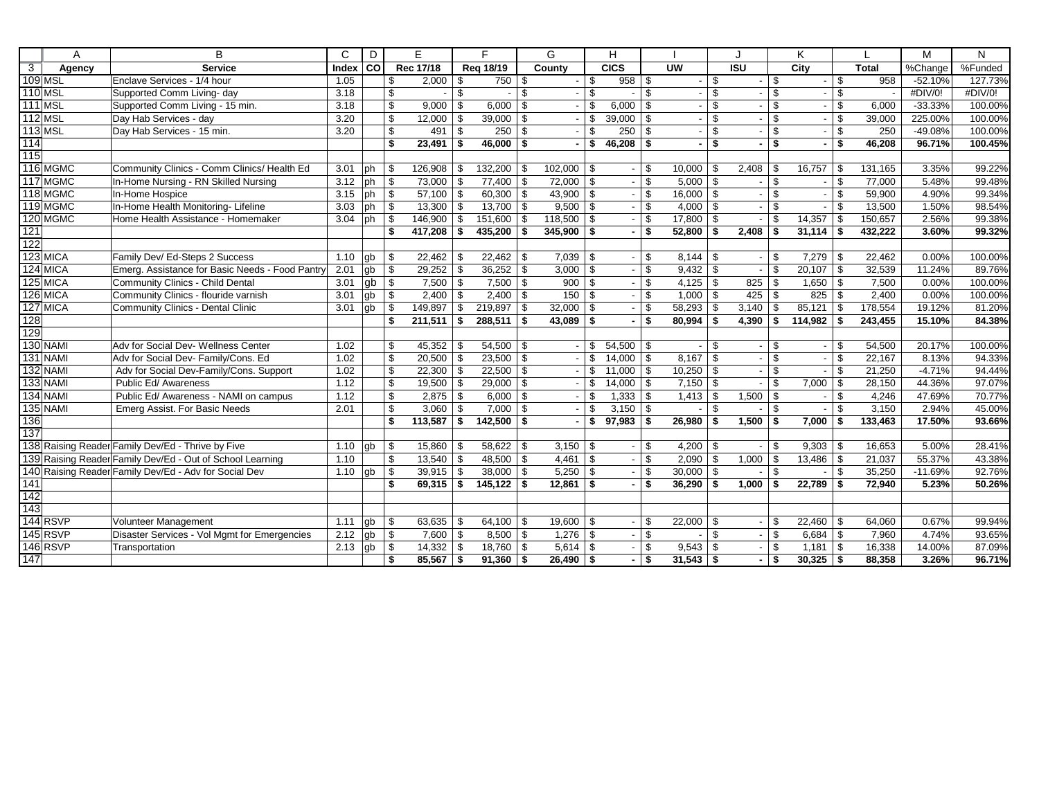| | A | B | C | D | E | F | G | H | I | J | K | L | M | N |
|---|---|---|---|---|---|---|---|---|---|---|---|---|---|---|
| 3 | Agency | Service | Index | CO | Rec 17/18 | Req 18/19 | County | CICS | UW | ISU | City | Total | %Change | %Funded |
| 109 | MSL | Enclave Services - 1/4 hour | 1.05 | | $ 2,000 | $ 750 | $ - | $ 958 | $ - | $ - | $ - | $ 958 | -52.10% | 127.73% |
| 110 | MSL | Supported Comm Living- day | 3.18 | | $ - | $ - | $ - | $ - | $ - | $ - | $ - | $ - | #DIV/0! | #DIV/0! |
| 111 | MSL | Supported Comm Living - 15 min. | 3.18 | | $ 9,000 | $ 6,000 | $ - | $ 6,000 | $ - | $ - | $ - | $ 6,000 | -33.33% | 100.00% |
| 112 | MSL | Day Hab Services - day | 3.20 | | $ 12,000 | $ 39,000 | $ - | $ 39,000 | $ - | $ - | $ - | $ 39,000 | 225.00% | 100.00% |
| 113 | MSL | Day Hab Services - 15 min. | 3.20 | | $ 491 | $ 250 | $ - | $ 250 | $ - | $ - | $ - | $ 250 | -49.08% | 100.00% |
| 114 | | | | | **$ 23,491** | **$ 46,000** | **$ -** | **$ 46,208** | **$ -** | **$ -** | **$ -** | **$ 46,208** | **96.71%** | **100.45%** |
| 115 | | | | | | | | | | | | | | |
| 116 | MGMC | Community Clinics - Comm Clinics/ Health Ed | 3.01 | ph | $ 126,908 | $ 132,200 | $ 102,000 | $ - | $ 10,000 | $ 2,408 | $ 16,757 | $ 131,165 | 3.35% | 99.22% |
| 117 | MGMC | In-Home Nursing - RN Skilled Nursing | 3.12 | ph | $ 73,000 | $ 77,400 | $ 72,000 | $ - | $ 5,000 | $ - | $ - | $ 77,000 | 5.48% | 99.48% |
| 118 | MGMC | In-Home Hospice | 3.15 | ph | $ 57,100 | $ 60,300 | $ 43,900 | $ - | $ 16,000 | $ - | $ - | $ 59,900 | 4.90% | 99.34% |
| 119 | MGMC | In-Home Health Monitoring- Lifeline | 3.03 | ph | $ 13,300 | $ 13,700 | $ 9,500 | $ - | $ 4,000 | $ - | $ - | $ 13,500 | 1.50% | 98.54% |
| 120 | MGMC | Home Health Assistance - Homemaker | 3.04 | ph | $ 146,900 | $ 151,600 | $ 118,500 | $ - | $ 17,800 | $ - | $ 14,357 | $ 150,657 | 2.56% | 99.38% |
| 121 | | | | | **$ 417,208** | **$ 435,200** | **$ 345,900** | **$ -** | **$ 52,800** | **$ 2,408** | **$ 31,114** | **$ 432,222** | **3.60%** | **99.32%** |
| 122 | | | | | | | | | | | | | | |
| 123 | MICA | Family Dev/ Ed-Steps 2 Success | 1.10 | gb | $ 22,462 | $ 22,462 | $ 7,039 | $ - | $ 8,144 | $ - | $ 7,279 | $ 22,462 | 0.00% | 100.00% |
| 124 | MICA | Emerg. Assistance for Basic Needs - Food Pantry | 2.01 | gb | $ 29,252 | $ 36,252 | $ 3,000 | $ - | $ 9,432 | $ - | $ 20,107 | $ 32,539 | 11.24% | 89.76% |
| 125 | MICA | Community Clinics - Child Dental | 3.01 | gb | $ 7,500 | $ 7,500 | $ 900 | $ - | $ 4,125 | $ 825 | $ 1,650 | $ 7,500 | 0.00% | 100.00% |
| 126 | MICA | Community Clinics - flouride varnish | 3.01 | gb | $ 2,400 | $ 2,400 | $ 150 | $ - | $ 1,000 | $ 425 | $ 825 | $ 2,400 | 0.00% | 100.00% |
| 127 | MICA | Community Clinics - Dental Clinic | 3.01 | gb | $ 149,897 | $ 219,897 | $ 32,000 | $ - | $ 58,293 | $ 3,140 | $ 85,121 | $ 178,554 | 19.12% | 81.20% |
| 128 | | | | | **$ 211,511** | **$ 288,511** | **$ 43,089** | **$ -** | **$ 80,994** | **$ 4,390** | **$ 114,982** | **$ 243,455** | **15.10%** | **84.38%** |
| 129 | | | | | | | | | | | | | | |
| 130 | NAMI | Adv for Social Dev- Wellness Center | 1.02 | | $ 45,352 | $ 54,500 | $ - | $ 54,500 | $ - | $ - | $ - | $ 54,500 | 20.17% | 100.00% |
| 131 | NAMI | Adv for Social Dev- Family/Cons. Ed | 1.02 | | $ 20,500 | $ 23,500 | $ - | $ 14,000 | $ 8,167 | $ - | $ - | $ 22,167 | 8.13% | 94.33% |
| 132 | NAMI | Adv for Social Dev-Family/Cons. Support | 1.02 | | $ 22,300 | $ 22,500 | $ - | $ 11,000 | $ 10,250 | $ - | $ - | $ 21,250 | -4.71% | 94.44% |
| 133 | NAMI | Public Ed/ Awareness | 1.12 | | $ 19,500 | $ 29,000 | $ - | $ 14,000 | $ 7,150 | $ - | $ 7,000 | $ 28,150 | 44.36% | 97.07% |
| 134 | NAMI | Public Ed/ Awareness - NAMI on campus | 1.12 | | $ 2,875 | $ 6,000 | $ - | $ 1,333 | $ 1,413 | $ 1,500 | $ - | $ 4,246 | 47.69% | 70.77% |
| 135 | NAMI | Emerg Assist. For Basic Needs | 2.01 | | $ 3,060 | $ 7,000 | $ - | $ 3,150 | $ - | $ - | $ - | $ 3,150 | 2.94% | 45.00% |
| 136 | | | | | **$ 113,587** | **$ 142,500** | **$ -** | **$ 97,983** | **$ 26,980** | **$ 1,500** | **$ 7,000** | **$ 133,463** | **17.50%** | **93.66%** |
| 137 | | | | | | | | | | | | | | |
| 138 | Raising Reader | Family Dev/Ed - Thrive by Five | 1.10 | gb | $ 15,860 | $ 58,622 | $ 3,150 | $ - | $ 4,200 | $ - | $ 9,303 | $ 16,653 | 5.00% | 28.41% |
| 139 | Raising Reader | Family Dev/Ed - Out of School Learning | 1.10 | | $ 13,540 | $ 48,500 | $ 4,461 | $ - | $ 2,090 | $ 1,000 | $ 13,486 | $ 21,037 | 55.37% | 43.38% |
| 140 | Raising Reader | Family Dev/Ed - Adv for Social Dev | 1.10 | gb | $ 39,915 | $ 38,000 | $ 5,250 | $ - | $ 30,000 | $ - | $ - | $ 35,250 | -11.69% | 92.76% |
| 141 | | | | | **$ 69,315** | **$ 145,122** | **$ 12,861** | **$ -** | **$ 36,290** | **$ 1,000** | **$ 22,789** | **$ 72,940** | **5.23%** | **50.26%** |
| 142 | | | | | | | | | | | | | | |
| 143 | | | | | | | | | | | | | | |
| 144 | RSVP | Volunteer Management | 1.11 | gb | $ 63,635 | $ 64,100 | $ 19,600 | $ - | $ 22,000 | $ - | $ 22,460 | $ 64,060 | 0.67% | 99.94% |
| 145 | RSVP | Disaster Services - Vol Mgmt for Emergencies | 2.12 | gb | $ 7,600 | $ 8,500 | $ 1,276 | $ - | $ - | $ - | $ 6,684 | $ 7,960 | 4.74% | 93.65% |
| 146 | RSVP | Transportation | 2.13 | gb | $ 14,332 | $ 18,760 | $ 5,614 | $ - | $ 9,543 | $ - | $ 1,181 | $ 16,338 | 14.00% | 87.09% |
| 147 | | | | | **$ 85,567** | **$ 91,360** | **$ 26,490** | **$ -** | **$ 31,543** | **$ -** | **$ 30,325** | **$ 88,358** | **3.26%** | **96.71%** |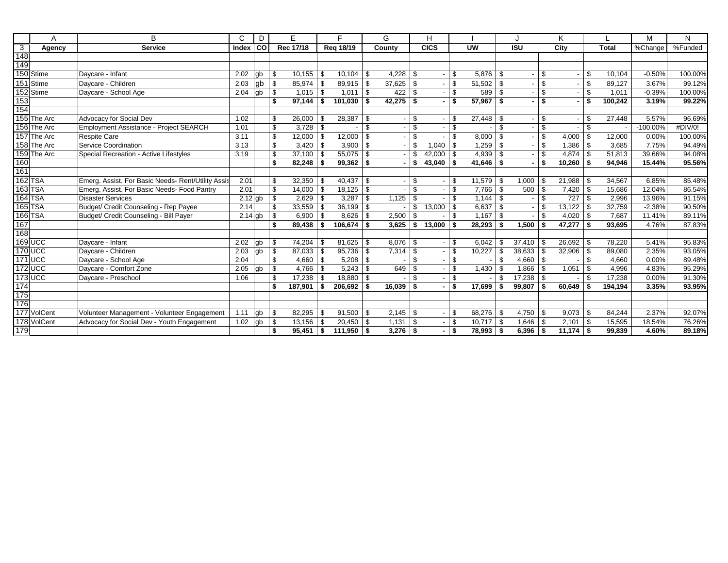| | A | B | C | D | E | F | G | H | I | J | K | L | M | N |
|---|---|---|---|---|---|---|---|---|---|---|---|---|---|---|
| 3 | Agency | Service | Index | CO | Rec 17/18 | Req 18/19 | County | CICS | UW | ISU | City | Total | %Change | %Funded |
| 148 | | | | | | | | | | | | | | |
| 149 | | | | | | | | | | | | | | |
| 150 | Stime | Daycare - Infant | 2.02 | gb | $ 10,155 | $ 10,104 | $ 4,228 | $ - | $ 5,876 | $ - | $ - | $ 10,104 | -0.50% | 100.00% |
| 151 | Stime | Daycare - Children | 2.03 | gb | $ 85,974 | $ 89,915 | $ 37,625 | $ - | $ 51,502 | $ - | $ - | $ 89,127 | 3.67% | 99.12% |
| 152 | Stime | Daycare - School Age | 2.04 | gb | $ 1,015 | $ 1,011 | $ 422 | $ - | $ 589 | $ - | $ - | $ 1,011 | -0.39% | 100.00% |
| 153 | | | | | **$ 97,144** | **$ 101,030** | **$ 42,275** | **$ -** | **$ 57,967** | **$ -** | **$ -** | **$ 100,242** | **3.19%** | **99.22%** |
| 154 | | | | | | | | | | | | | | |
| 155 | The Arc | Advocacy for Social Dev | 1.02 | | $ 26,000 | $ 28,387 | $ - | $ - | $ 27,448 | $ - | $ - | $ 27,448 | 5.57% | 96.69% |
| 156 | The Arc | Employment Assistance - Project SEARCH | 1.01 | | $ 3,728 | $ - | $ - | $ - | $ - | $ - | $ - | $ - | -100.00% | #DIV/0! |
| 157 | The Arc | Respite Care | 3.11 | | $ 12,000 | $ 12,000 | $ - | $ - | $ 8,000 | $ - | $ 4,000 | $ 12,000 | 0.00% | 100.00% |
| 158 | The Arc | Service Coordination | 3.13 | | $ 3,420 | $ 3,900 | $ - | $ 1,040 | $ 1,259 | $ - | $ 1,386 | $ 3,685 | 7.75% | 94.49% |
| 159 | The Arc | Special Recreation - Active Lifestyles | 3.19 | | $ 37,100 | $ 55,075 | $ - | $ 42,000 | $ 4,939 | $ - | $ 4,874 | $ 51,813 | 39.66% | 94.08% |
| 160 | | | | | **$ 82,248** | **$ 99,362** | **$ -** | **$ 43,040** | **$ 41,646** | **$ -** | **$ 10,260** | **$ 94,946** | **15.44%** | **95.56%** |
| 161 | | | | | | | | | | | | | | |
| 162 | TSA | Emerg. Assist. For Basic Needs- Rent/Utility Assis | 2.01 | | $ 32,350 | $ 40,437 | $ - | $ - | $ 11,579 | $ 1,000 | $ 21,988 | $ 34,567 | 6.85% | 85.48% |
| 163 | TSA | Emerg. Assist. For Basic Needs- Food Pantry | 2.01 | | $ 14,000 | $ 18,125 | $ - | $ - | $ 7,766 | $ 500 | $ 7,420 | $ 15,686 | 12.04% | 86.54% |
| 164 | TSA | Disaster Services | 2.12 | gb | $ 2,629 | $ 3,287 | $ 1,125 | $ - | $ 1,144 | $ - | $ 727 | $ 2,996 | 13.96% | 91.15% |
| 165 | TSA | Budget/ Credit Counseling - Rep Payee | 2.14 | | $ 33,559 | $ 36,199 | $ - | $ 13,000 | $ 6,637 | $ - | $ 13,122 | $ 32,759 | -2.38% | 90.50% |
| 166 | TSA | Budget/ Credit Counseling - Bill Payer | 2.14 | gb | $ 6,900 | $ 8,626 | $ 2,500 | $ - | $ 1,167 | $ - | $ 4,020 | $ 7,687 | 11.41% | 89.11% |
| 167 | | | | | **$ 89,438** | **$ 106,674** | **$ 3,625** | **$ 13,000** | **$ 28,293** | **$ 1,500** | **$ 47,277** | **$ 93,695** | **4.76%** | **87.83%** |
| 168 | | | | | | | | | | | | | | |
| 169 | UCC | Daycare - Infant | 2.02 | gb | $ 74,204 | $ 81,625 | $ 8,076 | $ - | $ 6,042 | $ 37,410 | $ 26,692 | $ 78,220 | 5.41% | 95.83% |
| 170 | UCC | Daycare - Children | 2.03 | gb | $ 87,033 | $ 95,736 | $ 7,314 | $ - | $ 10,227 | $ 38,633 | $ 32,906 | $ 89,080 | 2.35% | 93.05% |
| 171 | UCC | Daycare - School Age | 2.04 | | $ 4,660 | $ 5,208 | $ - | $ - | $ - | $ 4,660 | $ - | $ 4,660 | 0.00% | 89.48% |
| 172 | UCC | Daycare - Comfort Zone | 2.05 | gb | $ 4,766 | $ 5,243 | $ 649 | $ - | $ 1,430 | $ 1,866 | $ 1,051 | $ 4,996 | 4.83% | 95.29% |
| 173 | UCC | Daycare - Preschool | 1.06 | | $ 17,238 | $ 18,880 | $ - | $ - | $ - | $ 17,238 | $ - | $ 17,238 | 0.00% | 91.30% |
| 174 | | | | | **$ 187,901** | **$ 206,692** | **$ 16,039** | **$ -** | **$ 17,699** | **$ 99,807** | **$ 60,649** | **$ 194,194** | **3.35%** | **93.95%** |
| 175 | | | | | | | | | | | | | | |
| 176 | | | | | | | | | | | | | | |
| 177 | VolCent | Volunteer Management - Volunteer Engagement | 1.11 | gb | $ 82,295 | $ 91,500 | $ 2,145 | $ - | $ 68,276 | $ 4,750 | $ 9,073 | $ 84,244 | 2.37% | 92.07% |
| 178 | VolCent | Advocacy for Social Dev - Youth Engagement | 1.02 | gb | $ 13,156 | $ 20,450 | $ 1,131 | $ - | $ 10,717 | $ 1,646 | $ 2,101 | $ 15,595 | 18.54% | 76.26% |
| 179 | | | | | **$ 95,451** | **$ 111,950** | **$ 3,276** | **$ -** | **$ 78,993** | **$ 6,396** | **$ 11,174** | **$ 99,839** | **4.60%** | **89.18%** |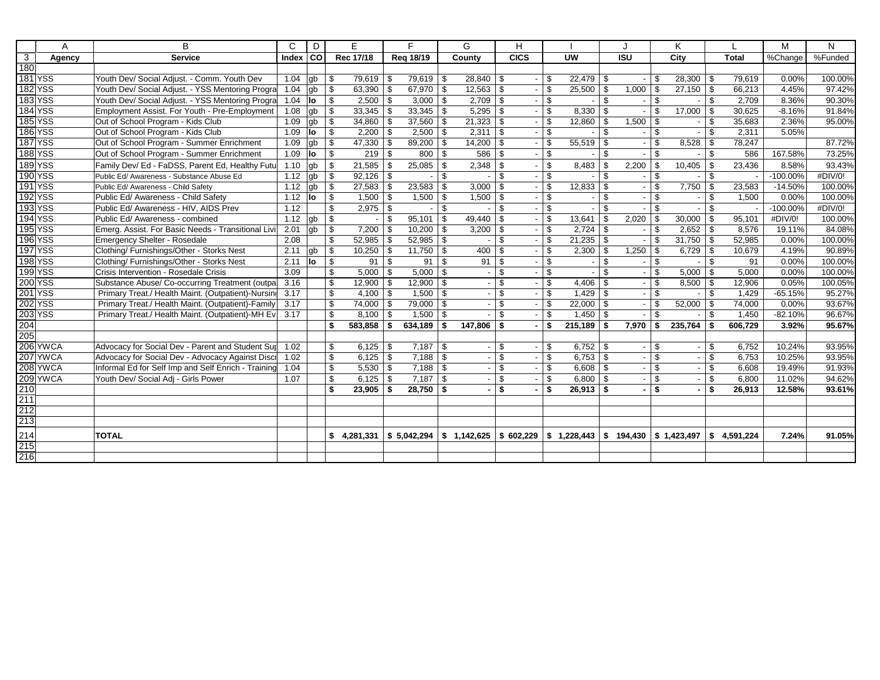| | A | B | C | D | E | F | G | H | I | J | K | L | M | N |
|---|---|---|---|---|---|---|---|---|---|---|---|---|---|---|
| 3 | Agency | Service | Index | CO | Rec 17/18 | Req 18/19 | County | CICS | UW | ISU | City | Total | %Change | %Funded |
| 180 | | | | | | | | | | | | | | |
| 181 | YSS | Youth Dev/ Social Adjust. - Comm. Youth Dev | 1.04 | gb | $ 79,619 | $ 79,619 | $ 28,840 | $ - | $ 22,479 | $ - | $ 28,300 | $ 79,619 | 0.00% | 100.00% |
| 182 | YSS | Youth Dev/ Social Adjust. - YSS Mentoring Progra | 1.04 | gb | $ 63,390 | $ 67,970 | $ 12,563 | $ - | $ 25,500 | $ 1,000 | $ 27,150 | $ 66,213 | 4.45% | 97.42% |
| 183 | YSS | Youth Dev/ Social Adjust. - YSS Mentoring Progra | 1.04 | lo | $ 2,500 | $ 3,000 | $ 2,709 | $ - | $ - | $ - | $ - | $ 2,709 | 8.36% | 90.30% |
| 184 | YSS | Employment Assist. For Youth - Pre-Employment | 1.08 | gb | $ 33,345 | $ 33,345 | $ 5,295 | $ - | $ 8,330 | $ - | $ 17,000 | $ 30,625 | -8.16% | 91.84% |
| 185 | YSS | Out of School Program - Kids Club | 1.09 | gb | $ 34,860 | $ 37,560 | $ 21,323 | $ - | $ 12,860 | $ 1,500 | $ - | $ 35,683 | 2.36% | 95.00% |
| 186 | YSS | Out of School Program - Kids Club | 1.09 | lo | $ 2,200 | $ 2,500 | $ 2,311 | $ - | $ - | $ - | $ - | $ 2,311 | 5.05% | |
| 187 | YSS | Out of School Program - Summer Enrichment | 1.09 | gb | $ 47,330 | $ 89,200 | $ 14,200 | $ - | $ 55,519 | $ - | $ 8,528 | $ 78,247 | | 87.72% |
| 188 | YSS | Out of School Program - Summer Enrichment | 1.09 | lo | $ 219 | $ 800 | $ 586 | $ - | $ - | $ - | $ - | $ 586 | 167.58% | 73.25% |
| 189 | YSS | Family Dev/ Ed - FaDSS, Parent Ed, Healthy Futu | 1.10 | gb | $ 21,585 | $ 25,085 | $ 2,348 | $ - | $ 8,483 | $ 2,200 | $ 10,405 | $ 23,436 | 8.58% | 93.43% |
| 190 | YSS | Public Ed/ Awareness - Substance Abuse Ed | 1.12 | gb | $ 92,126 | $ - | $ - | $ - | $ - | $ - | $ - | $ - | -100.00% | #DIV/0! |
| 191 | YSS | Public Ed/ Awareness - Child Safety | 1.12 | gb | $ 27,583 | $ 23,583 | $ 3,000 | $ - | $ 12,833 | $ - | $ 7,750 | $ 23,583 | -14.50% | 100.00% |
| 192 | YSS | Public Ed/ Awareness - Child Safety | 1.12 | lo | $ 1,500 | $ 1,500 | $ 1,500 | $ - | $ - | $ - | $ - | $ 1,500 | 0.00% | 100.00% |
| 193 | YSS | Public Ed/ Awareness - HIV, AIDS Prev | 1.12 | | $ 2,975 | $ - | $ - | $ - | $ - | $ - | $ - | $ - | -100.00% | #DIV/0! |
| 194 | YSS | Public Ed/ Awareness - combined | 1.12 | gb | $ - | $ 95,101 | $ 49,440 | $ - | $ 13,641 | $ 2,020 | $ 30,000 | $ 95,101 | #DIV/0! | 100.00% |
| 195 | YSS | Emerg. Assist. For Basic Needs - Transitional Livi | 2.01 | gb | $ 7,200 | $ 10,200 | $ 3,200 | $ - | $ 2,724 | $ - | $ 2,652 | $ 8,576 | 19.11% | 84.08% |
| 196 | YSS | Emergency Shelter - Rosedale | 2.08 | | $ 52,985 | $ 52,985 | $ - | $ - | $ 21,235 | $ - | $ 31,750 | $ 52,985 | 0.00% | 100.00% |
| 197 | YSS | Clothing/ Furnishings/Other - Storks Nest | 2.11 | gb | $ 10,250 | $ 11,750 | $ 400 | $ - | $ 2,300 | $ 1,250 | $ 6,729 | $ 10,679 | 4.19% | 90.89% |
| 198 | YSS | Clothing/ Furnishings/Other - Storks Nest | 2.11 | lo | $ 91 | $ 91 | $ 91 | $ - | $ - | $ - | $ - | $ 91 | 0.00% | 100.00% |
| 199 | YSS | Crisis Intervention - Rosedale Crisis | 3.09 | | $ 5,000 | $ 5,000 | $ - | $ - | $ - | $ - | $ 5,000 | $ 5,000 | 0.00% | 100.00% |
| 200 | YSS | Substance Abuse/ Co-occurring Treatment (outpa | 3.16 | | $ 12,900 | $ 12,900 | $ - | $ - | $ 4,406 | $ - | $ 8,500 | $ 12,906 | 0.05% | 100.05% |
| 201 | YSS | Primary Treat./ Health Maint. (Outpatient)-Nursin | 3.17 | | $ 4,100 | $ 1,500 | $ - | $ - | $ 1,429 | $ - | $ - | $ 1,429 | -65.15% | 95.27% |
| 202 | YSS | Primary Treat./ Health Maint. (Outpatient)-Family | 3.17 | | $ 74,000 | $ 79,000 | $ - | $ - | $ 22,000 | $ - | $ 52,000 | $ 74,000 | 0.00% | 93.67% |
| 203 | YSS | Primary Treat./ Health Maint. (Outpatient)-MH Ev | 3.17 | | $ 8,100 | $ 1,500 | $ - | $ - | $ 1,450 | $ - | $ - | $ 1,450 | -82.10% | 96.67% |
| 204 | | | | | **$ 583,858** | **$ 634,189** | **$ 147,806** | **$ -** | **$ 215,189** | **$ 7,970** | **$ 235,764** | **$ 606,729** | **3.92%** | **95.67%** |
| 205 | | | | | | | | | | | | | | |
| 206 | YWCA | Advocacy for Social Dev - Parent and Student Sup | 1.02 | | $ 6,125 | $ 7,187 | $ - | $ - | $ 6,752 | $ - | $ - | $ 6,752 | 10.24% | 93.95% |
| 207 | YWCA | Advocacy for Social Dev - Advocacy Against Discr | 1.02 | | $ 6,125 | $ 7,188 | $ - | $ - | $ 6,753 | $ - | $ - | $ 6,753 | 10.25% | 93.95% |
| 208 | YWCA | Informal Ed for Self Imp and Self Enrich - Training | 1.04 | | $ 5,530 | $ 7,188 | $ - | $ - | $ 6,608 | $ - | $ - | $ 6,608 | 19.49% | 91.93% |
| 209 | YWCA | Youth Dev/ Social Adj - Girls Power | 1.07 | | $ 6,125 | $ 7,187 | $ - | $ - | $ 6,800 | $ - | $ - | $ 6,800 | 11.02% | 94.62% |
| 210 | | | | | **$ 23,905** | **$ 28,750** | **$ -** | **$ -** | **$ 26,913** | **$ -** | **$ -** | **$ 26,913** | **12.58%** | **93.61%** |
| 211 | | | | | | | | | | | | | | |
| 212 | | | | | | | | | | | | | | |
| 213 | | | | | | | | | | | | | | |
| 214 | | **TOTAL** | | | **$ 4,281,331** | **$ 5,042,294** | **$ 1,142,625** | **$ 602,229** | **$ 1,228,443** | **$ 194,430** | **$ 1,423,497** | **$ 4,591,224** | **7.24%** | **91.05%** |
| 215 | | | | | | | | | | | | | | |
| 216 | | | | | | | | | | | | | | |